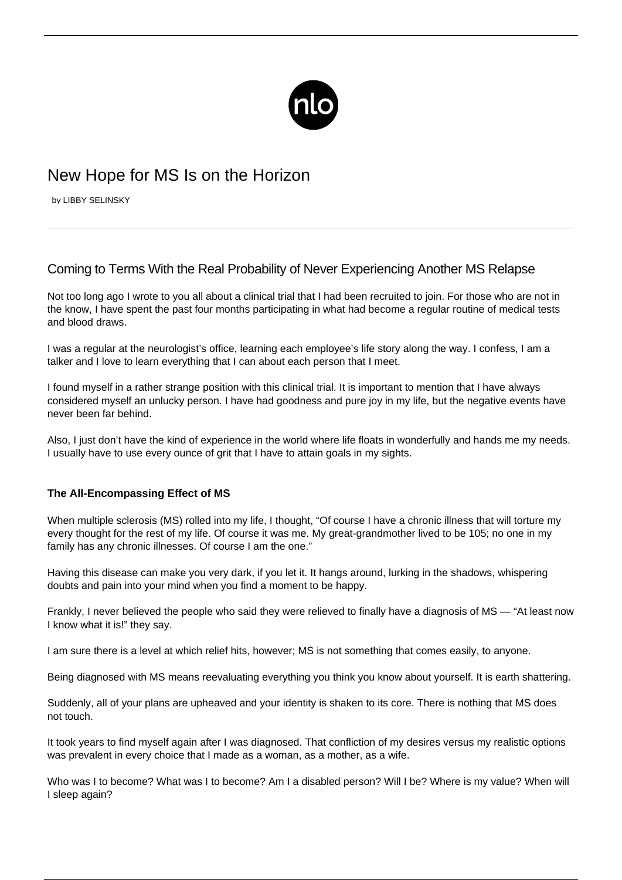# New Hope for MS Is on the Horizon

by LIBBY SELINSKY

## Coming to Terms With the Real Probability of Never Experiencing Another MS Relapse

Not too long ago I wrote to you all about a clinical trial that I had been recruited to join. For those who are not in the know, I have spent the past four months participating in what had become a regular routine of medical tests and blood draws.

I was a regular at the neurologist's office, learning each employee's life story along the way. I confess, I am a talker and I love to learn everything that I can about each person that I meet.

I found myself in a rather strange position with this clinical trial. It is important to mention that I have always considered myself an unlucky person. I have had goodness and pure joy in my life, but the negative events have never been far behind.

Also, I just don't have the kind of experience in the world where life floats in wonderfully and hands me my needs. I usually have to use every ounce of grit that I have to attain goals in my sights.

### The All-Encompassing Effect of MS

When multiple sclerosis (MS) rolled into my life, I thought, "Of course I have a chronic illness that will torture my every thought for the rest of my life. Of course it was me. My great-grandmother lived to be 105; no one in my family has any chronic illnesses. Of course I am the one."

Having this disease can make you very dark, if you let it. It hangs around, lurking in the shadows, whispering doubts and pain into your mind when you find a moment to be happy.

Frankly, I never believed the people who said they were relieved to finally have a diagnosis of MS — "At least now I know what it is!" they say.

I am sure there is a level at which relief hits, however; MS is not something that comes easily, to anyone.

Being diagnosed with MS means reevaluating everything you think you know about yourself. It is earth shattering.

Suddenly, all of your plans are upheaved and your identity is shaken to its core. There is nothing that MS does not touch.

It took years to find myself again after I was diagnosed. That confliction of my desires versus my realistic options was prevalent in every choice that I made as a woman, as a mother, as a wife.

Who was I to become? What was I to become? Am I a disabled person? Will I be? Where is my value? When will I sleep again?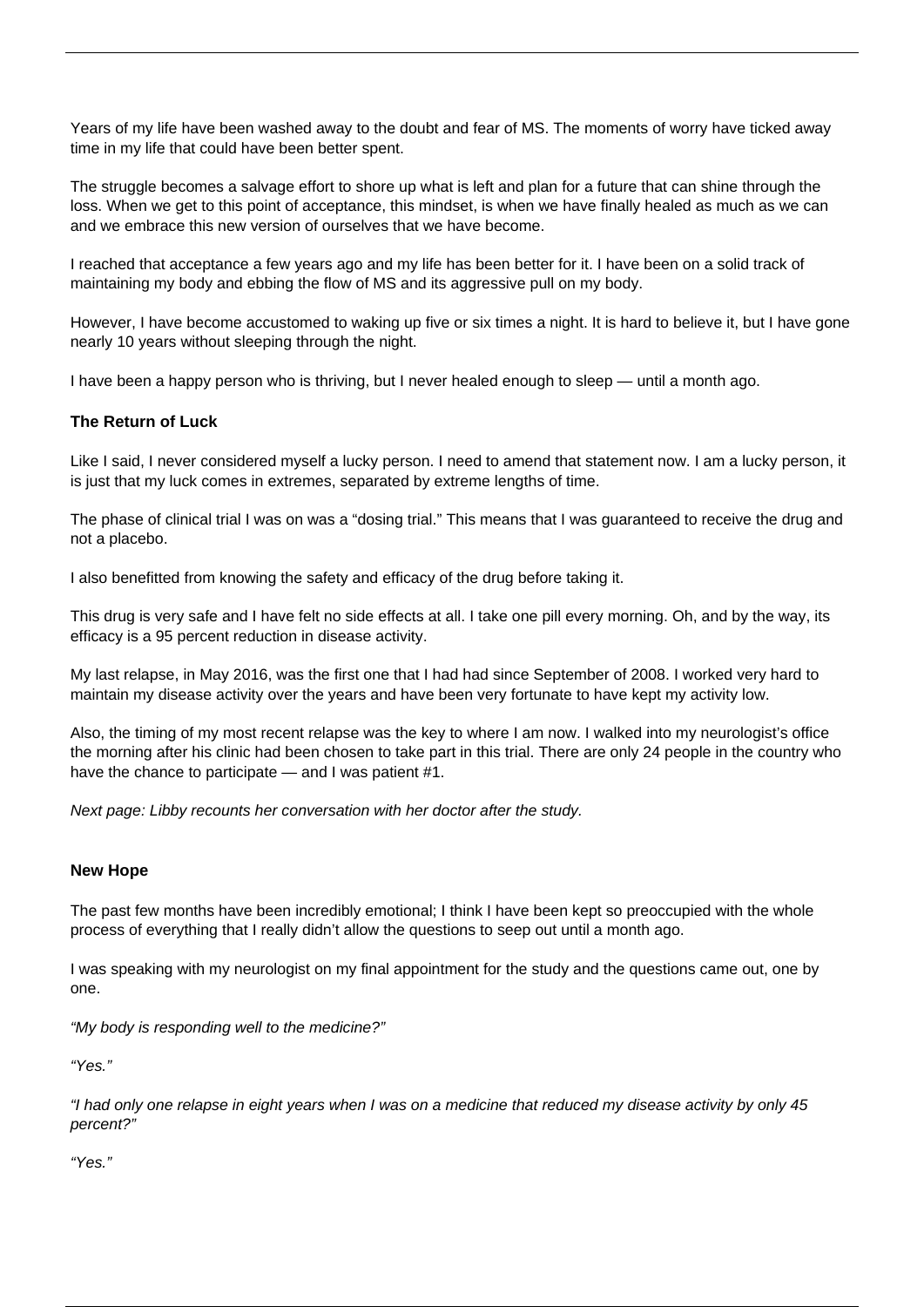Years of my life have been washed away to the doubt and fear of MS. The moments of worry have ticked away time in my life that could have been better spent.

The struggle becomes a salvage effort to shore up what is left and plan for a future that can shine through the loss. When we get to this point of acceptance, this mindset, is when we have finally healed as much as we can and we embrace this new version of ourselves that we have become.

I reached that acceptance a few years ago and my life has been better for it. I have been on a solid track of maintaining my body and ebbing the flow of MS and its aggressive pull on my body.

However, I have become accustomed to waking up five or six times a night. It is hard to believe it, but I have gone nearly 10 years without sleeping through the night.

I have been a happy person who is thriving, but I never healed enough to sleep — until a month ago.

### The Return of Luck

Like I said, I never considered myself a lucky person. I need to amend that statement now. I am a lucky person, it is just that my luck comes in extremes, separated by extreme lengths of time.

The phase of clinical trial I was on was a "dosing trial." This means that I was guaranteed to receive the drug and not a placebo.

I also benefitted from knowing the safety and efficacy of the drug before taking it.

This drug is very safe and I have felt no side effects at all. I take one pill every morning. Oh, and by the way, its efficacy is a 95 percent reduction in disease activity.

My last relapse, in May 2016, was the first one that I had had since September of 2008. I worked very hard to maintain my disease activity over the years and have been very fortunate to have kept my activity low.

Also, the timing of my most recent relapse was the key to where I am now. I walked into my neurologist's office the morning after his clinic had been chosen to take part in this trial. There are only 24 people in the country who have the chance to participate — and I was patient #1.

*Next page: Libby recounts her conversation with her doctor after the study.*

### New Hope

The past few months have been incredibly emotional; I think I have been kept so preoccupied with the whole process of everything that I really didn't allow the questions to seep out until a month ago.

I was speaking with my neurologist on my final appointment for the study and the questions came out, one by one.

*"My body is responding well to the medicine?"*

*"Yes."*

*"I had only one relapse in eight years when I was on a medicine that reduced my disease activity by only 45 percent?"*

*"Yes."*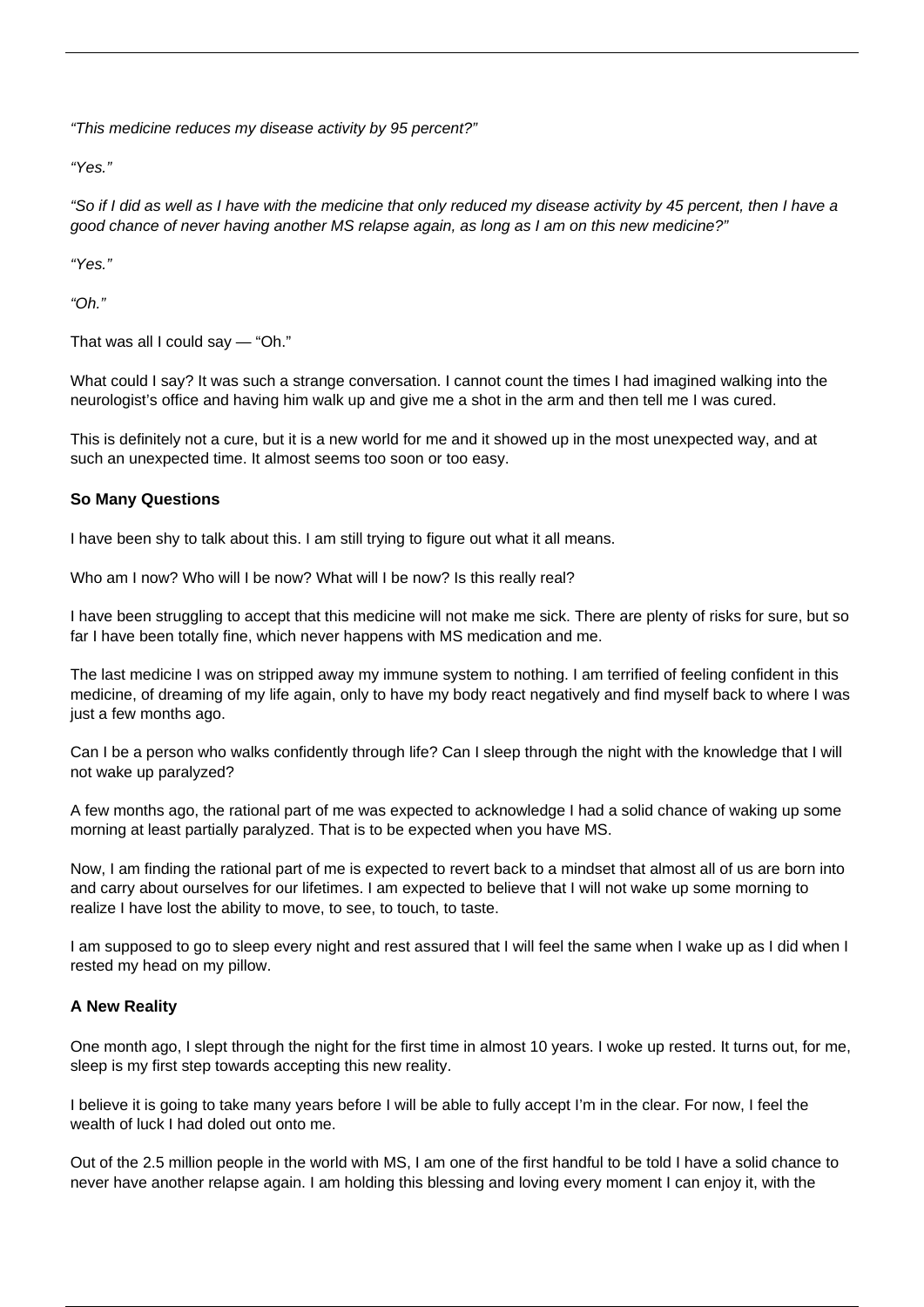*"This medicine reduces my disease activity by 95 percent?"*

*"Yes."*

*"So if I did as well as I have with the medicine that only reduced my disease activity by 45 percent, then I have a good chance of never having another MS relapse again, as long as I am on this new medicine?"*

*"Yes."*

*"Oh."*

That was all I could say — "Oh."

What could I say? It was such a strange conversation. I cannot count the times I had imagined walking into the neurologist's office and having him walk up and give me a shot in the arm and then tell me I was cured.

This is definitely not a cure, but it is a new world for me and it showed up in the most unexpected way, and at such an unexpected time. It almost seems too soon or too easy.

**So Many Questions**

I have been shy to talk about this. I am still trying to figure out what it all means.

Who am I now? Who will I be now? What will I be now? Is this really real?

I have been struggling to accept that this medicine will not make me sick. There are plenty of risks for sure, but so far I have been totally fine, which never happens with MS medication and me.

The last medicine I was on stripped away my immune system to nothing. I am terrified of feeling confident in this medicine, of dreaming of my life again, only to have my body react negatively and find myself back to where I was just a few months ago.

Can I be a person who walks confidently through life? Can I sleep through the night with the knowledge that I will not wake up paralyzed?

A few months ago, the rational part of me was expected to acknowledge I had a solid chance of waking up some morning at least partially paralyzed. That is to be expected when you have MS.

Now, I am finding the rational part of me is expected to revert back to a mindset that almost all of us are born into and carry about ourselves for our lifetimes. I am expected to believe that I will not wake up some morning to realize I have lost the ability to move, to see, to touch, to taste.

I am supposed to go to sleep every night and rest assured that I will feel the same when I wake up as I did when I rested my head on my pillow.

**A New Reality**

One month ago, I slept through the night for the first time in almost 10 years. I woke up rested. It turns out, for me, sleep is my first step towards accepting this new reality.

I believe it is going to take many years before I will be able to fully accept I'm in the clear. For now, I feel the wealth of luck I had doled out onto me.

Out of the 2.5 million people in the world with MS, I am one of the first handful to be told I have a solid chance to never have another relapse again. I am holding this blessing and loving every moment I can enjoy it, with the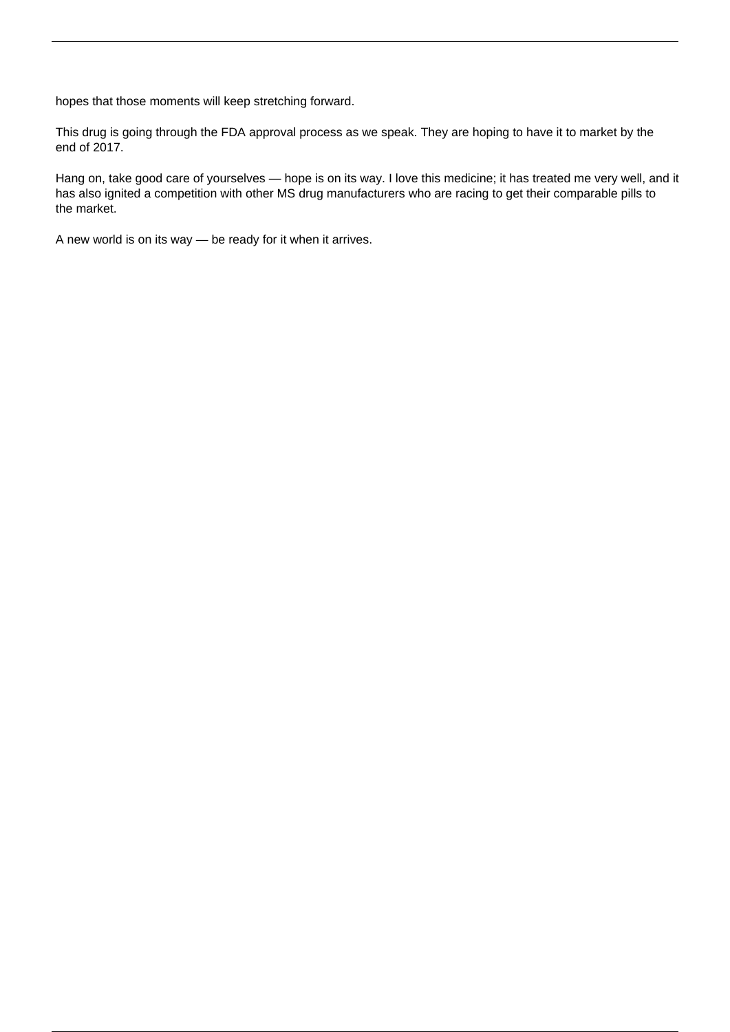hopes that those moments will keep stretching forward.

This drug is going through the FDA approval process as we speak. They are hoping to have it to market by the end of 2017.

Hang on, take good care of yourselves — hope is on its way. I love this medicine; it has treated me very well, and it has also ignited a competition with other MS drug manufacturers who are racing to get their comparable pills to the market.

A new world is on its way — be ready for it when it arrives.